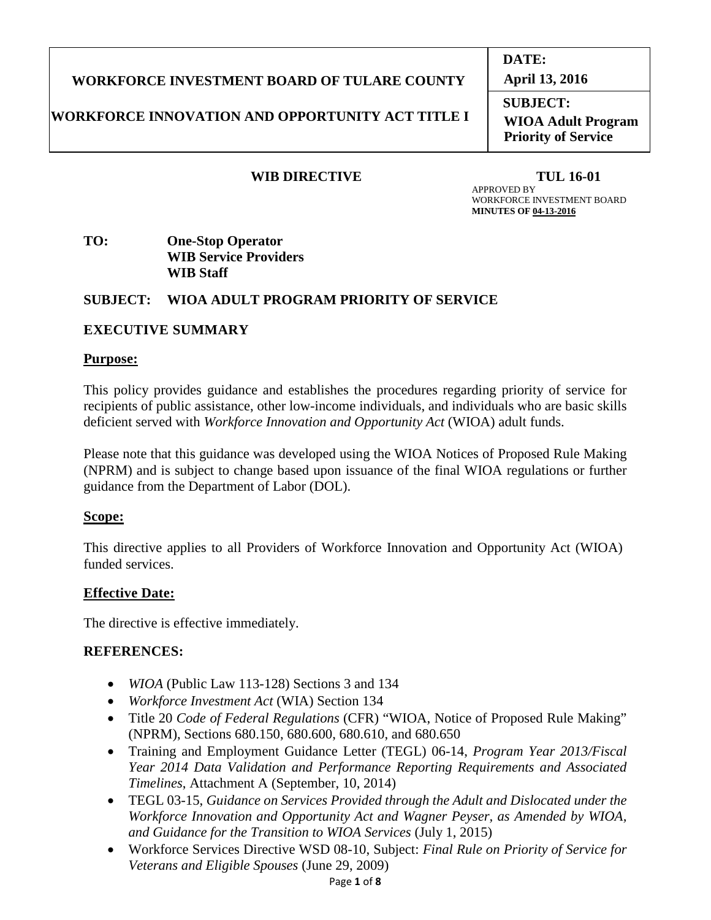| WORKFORCE INVESTMENT BOARD OF TULARE COUNTY<br><br>WORKFORCE INNOVATION AND OPPORTUNITY ACT TITLE I | **DATE:**<br>**April 13, 2016** |
| --- | --- |
| | **SUBJECT:**<br>**WIOA Adult Program Priority of Service** |

**WIB DIRECTIVE** **TUL 16-01**

APPROVED BY
WORKFORCE INVESTMENT BOARD
**MINUTES OF 04-13-2016**

**TO:** **One-Stop Operator**
**WIB Service Providers**
**WIB Staff**

**SUBJECT: WIOA ADULT PROGRAM PRIORITY OF SERVICE**

## EXECUTIVE SUMMARY

### Purpose:

This policy provides guidance and establishes the procedures regarding priority of service for recipients of public assistance, other low-income individuals, and individuals who are basic skills deficient served with *Workforce Innovation and Opportunity Act* (WIOA) adult funds.

Please note that this guidance was developed using the WIOA Notices of Proposed Rule Making (NPRM) and is subject to change based upon issuance of the final WIOA regulations or further guidance from the Department of Labor (DOL).

### Scope:

This directive applies to all Providers of Workforce Innovation and Opportunity Act (WIOA) funded services.

### Effective Date:

The directive is effective immediately.

## REFERENCES:

- *WIOA* (Public Law 113-128) Sections 3 and 134
- *Workforce Investment Act* (WIA) Section 134
- Title 20 *Code of Federal Regulations* (CFR) "WIOA, Notice of Proposed Rule Making" (NPRM), Sections 680.150, 680.600, 680.610, and 680.650
- Training and Employment Guidance Letter (TEGL) 06-14, *Program Year 2013/Fiscal Year 2014 Data Validation and Performance Reporting Requirements and Associated Timelines*, Attachment A (September, 10, 2014)
- TEGL 03-15, *Guidance on Services Provided through the Adult and Dislocated under the Workforce Innovation and Opportunity Act and Wagner Peyser, as Amended by WIOA, and Guidance for the Transition to WIOA Services* (July 1, 2015)
- Workforce Services Directive WSD 08-10, Subject: *Final Rule on Priority of Service for Veterans and Eligible Spouses* (June 29, 2009)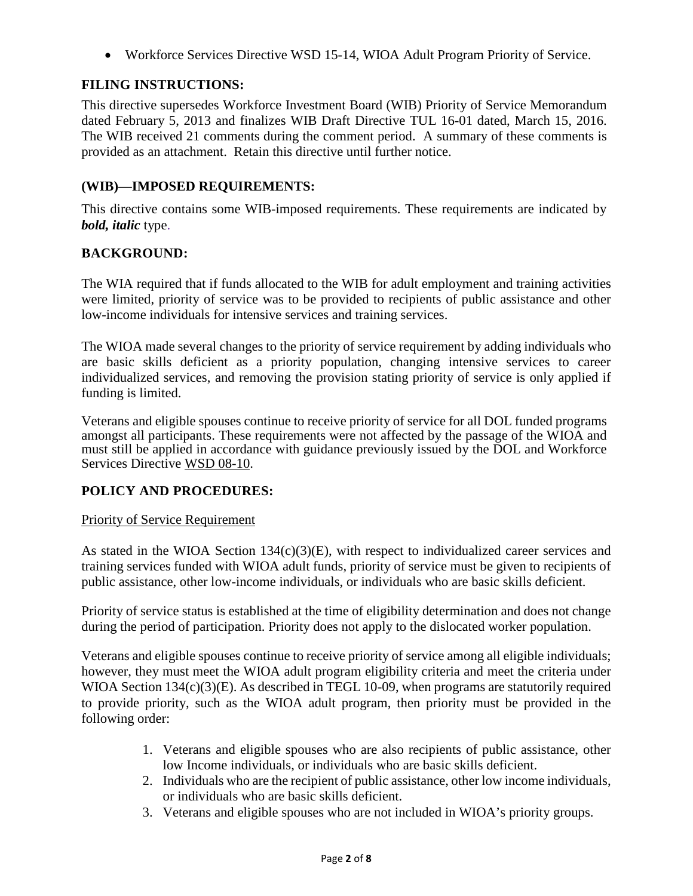- Workforce Services Directive WSD 15-14, WIOA Adult Program Priority of Service.

## FILING INSTRUCTIONS:

This directive supersedes Workforce Investment Board (WIB) Priority of Service Memorandum dated February 5, 2013 and finalizes WIB Draft Directive TUL 16-01 dated, March 15, 2016. The WIB received 21 comments during the comment period. A summary of these comments is provided as an attachment. Retain this directive until further notice.

## (WIB)—IMPOSED REQUIREMENTS:

This directive contains some WIB-imposed requirements. These requirements are indicated by ***bold, italic*** type.

## BACKGROUND:

The WIA required that if funds allocated to the WIB for adult employment and training activities were limited, priority of service was to be provided to recipients of public assistance and other low-income individuals for intensive services and training services.

The WIOA made several changes to the priority of service requirement by adding individuals who are basic skills deficient as a priority population, changing intensive services to career individualized services, and removing the provision stating priority of service is only applied if funding is limited.

Veterans and eligible spouses continue to receive priority of service for all DOL funded programs amongst all participants. These requirements were not affected by the passage of the WIOA and must still be applied in accordance with guidance previously issued by the DOL and Workforce Services Directive WSD 08-10.

## POLICY AND PROCEDURES:

### Priority of Service Requirement

As stated in the WIOA Section 134(c)(3)(E), with respect to individualized career services and training services funded with WIOA adult funds, priority of service must be given to recipients of public assistance, other low-income individuals, or individuals who are basic skills deficient.

Priority of service status is established at the time of eligibility determination and does not change during the period of participation. Priority does not apply to the dislocated worker population.

Veterans and eligible spouses continue to receive priority of service among all eligible individuals; however, they must meet the WIOA adult program eligibility criteria and meet the criteria under WIOA Section 134(c)(3)(E). As described in TEGL 10-09, when programs are statutorily required to provide priority, such as the WIOA adult program, then priority must be provided in the following order:

1. Veterans and eligible spouses who are also recipients of public assistance, other low Income individuals, or individuals who are basic skills deficient.
2. Individuals who are the recipient of public assistance, other low income individuals, or individuals who are basic skills deficient.
3. Veterans and eligible spouses who are not included in WIOA's priority groups.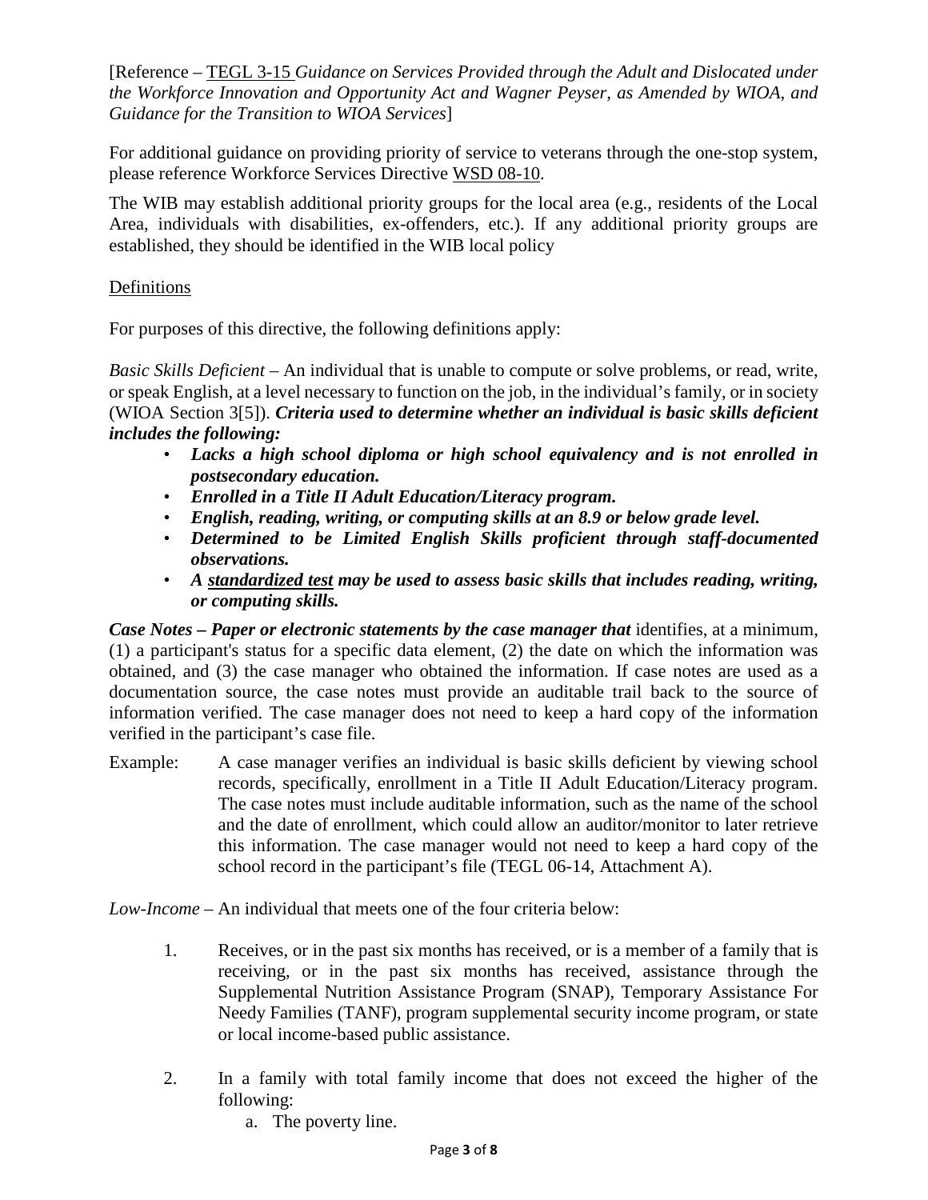[Reference – TEGL 3-15 *Guidance on Services Provided through the Adult and Dislocated under the Workforce Innovation and Opportunity Act and Wagner Peyser, as Amended by WIOA, and Guidance for the Transition to WIOA Services*]

For additional guidance on providing priority of service to veterans through the one-stop system, please reference Workforce Services Directive WSD 08-10.

The WIB may establish additional priority groups for the local area (e.g., residents of the Local Area, individuals with disabilities, ex-offenders, etc.). If any additional priority groups are established, they should be identified in the WIB local policy

Definitions

For purposes of this directive, the following definitions apply:

*Basic Skills Deficient* – An individual that is unable to compute or solve problems, or read, write, or speak English, at a level necessary to function on the job, in the individual's family, or in society (WIOA Section 3[5]). ***Criteria used to determine whether an individual is basic skills deficient includes the following:***

- ***Lacks a high school diploma or high school equivalency and is not enrolled in postsecondary education.***
- ***Enrolled in a Title II Adult Education/Literacy program.***
- ***English, reading, writing, or computing skills at an 8.9 or below grade level.***
- ***Determined to be Limited English Skills proficient through staff-documented observations.***
- ***A standardized test may be used to assess basic skills that includes reading, writing, or computing skills.***

***Case Notes – Paper or electronic statements by the case manager that*** identifies, at a minimum, (1) a participant's status for a specific data element, (2) the date on which the information was obtained, and (3) the case manager who obtained the information. If case notes are used as a documentation source, the case notes must provide an auditable trail back to the source of information verified. The case manager does not need to keep a hard copy of the information verified in the participant's case file.

Example: A case manager verifies an individual is basic skills deficient by viewing school records, specifically, enrollment in a Title II Adult Education/Literacy program. The case notes must include auditable information, such as the name of the school and the date of enrollment, which could allow an auditor/monitor to later retrieve this information. The case manager would not need to keep a hard copy of the school record in the participant's file (TEGL 06-14, Attachment A).

*Low-Income* – An individual that meets one of the four criteria below:

1. Receives, or in the past six months has received, or is a member of a family that is receiving, or in the past six months has received, assistance through the Supplemental Nutrition Assistance Program (SNAP), Temporary Assistance For Needy Families (TANF), program supplemental security income program, or state or local income-based public assistance.

2. In a family with total family income that does not exceed the higher of the following:
    a. The poverty line.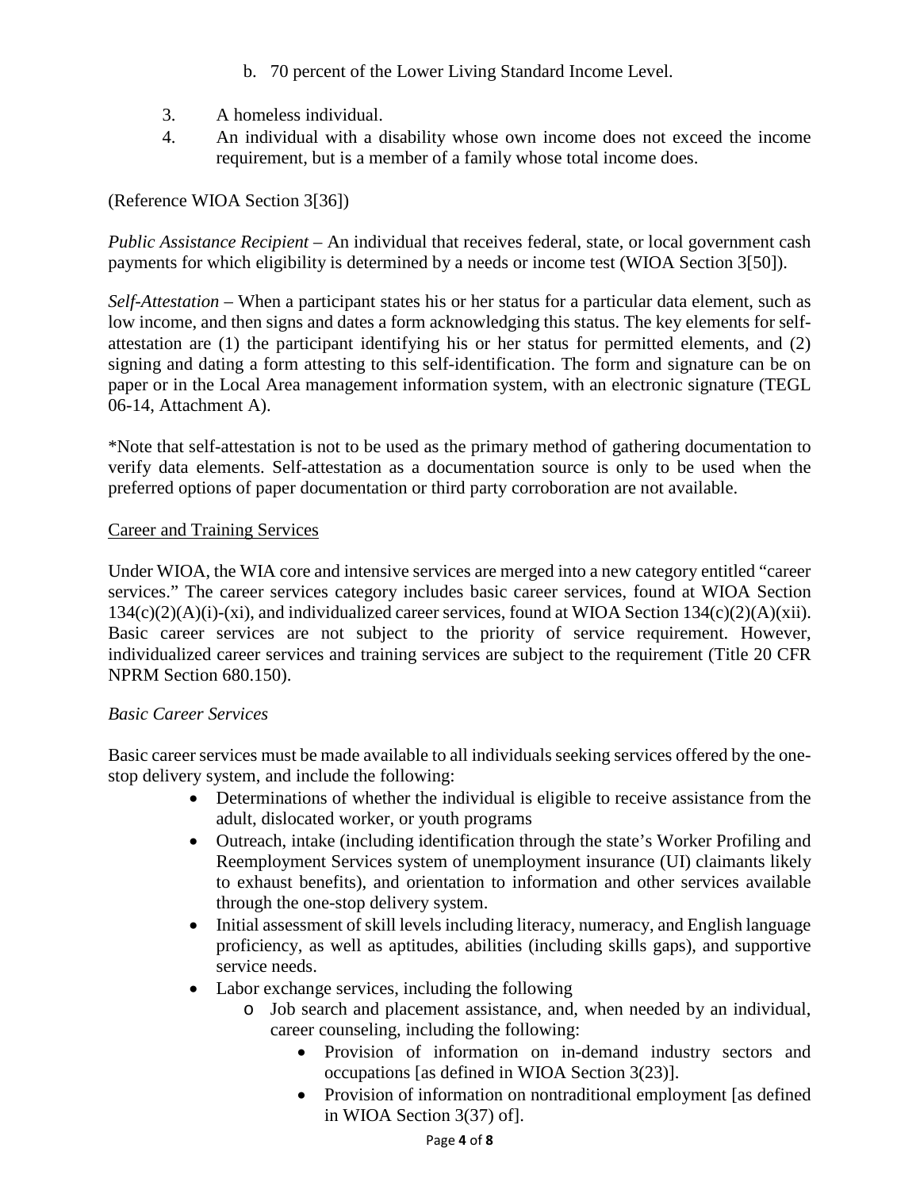b. 70 percent of the Lower Living Standard Income Level.

3. A homeless individual.
4. An individual with a disability whose own income does not exceed the income requirement, but is a member of a family whose total income does.

(Reference WIOA Section 3[36])

*Public Assistance Recipient* – An individual that receives federal, state, or local government cash payments for which eligibility is determined by a needs or income test (WIOA Section 3[50]).

*Self-Attestation* – When a participant states his or her status for a particular data element, such as low income, and then signs and dates a form acknowledging this status. The key elements for self-attestation are (1) the participant identifying his or her status for permitted elements, and (2) signing and dating a form attesting to this self-identification. The form and signature can be on paper or in the Local Area management information system, with an electronic signature (TEGL 06-14, Attachment A).

*Note that self-attestation is not to be used as the primary method of gathering documentation to verify data elements. Self-attestation as a documentation source is only to be used when the preferred options of paper documentation or third party corroboration are not available.

<u>Career and Training Services</u>

Under WIOA, the WIA core and intensive services are merged into a new category entitled "career services." The career services category includes basic career services, found at WIOA Section 134(c)(2)(A)(i)-(xi), and individualized career services, found at WIOA Section 134(c)(2)(A)(xii). Basic career services are not subject to the priority of service requirement. However, individualized career services and training services are subject to the requirement (Title 20 CFR NPRM Section 680.150).

*Basic Career Services*

Basic career services must be made available to all individuals seeking services offered by the one-stop delivery system, and include the following:

- Determinations of whether the individual is eligible to receive assistance from the adult, dislocated worker, or youth programs
- Outreach, intake (including identification through the state's Worker Profiling and Reemployment Services system of unemployment insurance (UI) claimants likely to exhaust benefits), and orientation to information and other services available through the one-stop delivery system.
- Initial assessment of skill levels including literacy, numeracy, and English language proficiency, as well as aptitudes, abilities (including skills gaps), and supportive service needs.
- Labor exchange services, including the following
  - Job search and placement assistance, and, when needed by an individual, career counseling, including the following:
    - Provision of information on in-demand industry sectors and occupations [as defined in WIOA Section 3(23)].
    - Provision of information on nontraditional employment [as defined in WIOA Section 3(37) of].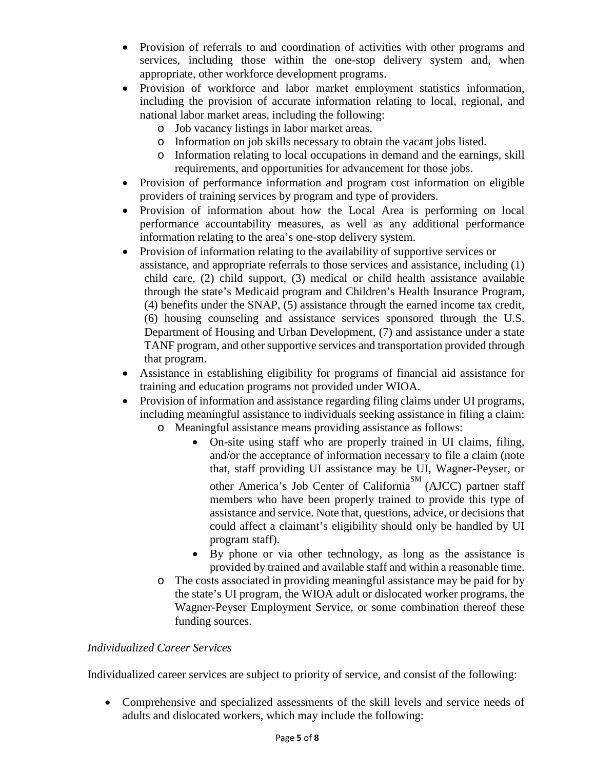- Provision of referrals to and coordination of activities with other programs and services, including those within the one-stop delivery system and, when appropriate, other workforce development programs.
- Provision of workforce and labor market employment statistics information, including the provision of accurate information relating to local, regional, and national labor market areas, including the following:
  - Job vacancy listings in labor market areas.
  - Information on job skills necessary to obtain the vacant jobs listed.
  - Information relating to local occupations in demand and the earnings, skill requirements, and opportunities for advancement for those jobs.
- Provision of performance information and program cost information on eligible providers of training services by program and type of providers.
- Provision of information about how the Local Area is performing on local performance accountability measures, as well as any additional performance information relating to the area's one-stop delivery system.
- Provision of information relating to the availability of supportive services or assistance, and appropriate referrals to those services and assistance, including (1) child care, (2) child support, (3) medical or child health assistance available through the state's Medicaid program and Children's Health Insurance Program, (4) benefits under the SNAP, (5) assistance through the earned income tax credit, (6) housing counseling and assistance services sponsored through the U.S. Department of Housing and Urban Development, (7) and assistance under a state TANF program, and other supportive services and transportation provided through that program.
- Assistance in establishing eligibility for programs of financial aid assistance for training and education programs not provided under WIOA.
- Provision of information and assistance regarding filing claims under UI programs, including meaningful assistance to individuals seeking assistance in filing a claim:
  - Meaningful assistance means providing assistance as follows:
    - On-site using staff who are properly trained in UI claims, filing, and/or the acceptance of information necessary to file a claim (note that, staff providing UI assistance may be UI, Wagner-Peyser, or other America's Job Center of California[SM] (AJCC) partner staff members who have been properly trained to provide this type of assistance and service. Note that, questions, advice, or decisions that could affect a claimant's eligibility should only be handled by UI program staff).
    - By phone or via other technology, as long as the assistance is provided by trained and available staff and within a reasonable time.
  - The costs associated in providing meaningful assistance may be paid for by the state's UI program, the WIOA adult or dislocated worker programs, the Wagner-Peyser Employment Service, or some combination thereof these funding sources.

*Individualized Career Services*

Individualized career services are subject to priority of service, and consist of the following:

- Comprehensive and specialized assessments of the skill levels and service needs of adults and dislocated workers, which may include the following: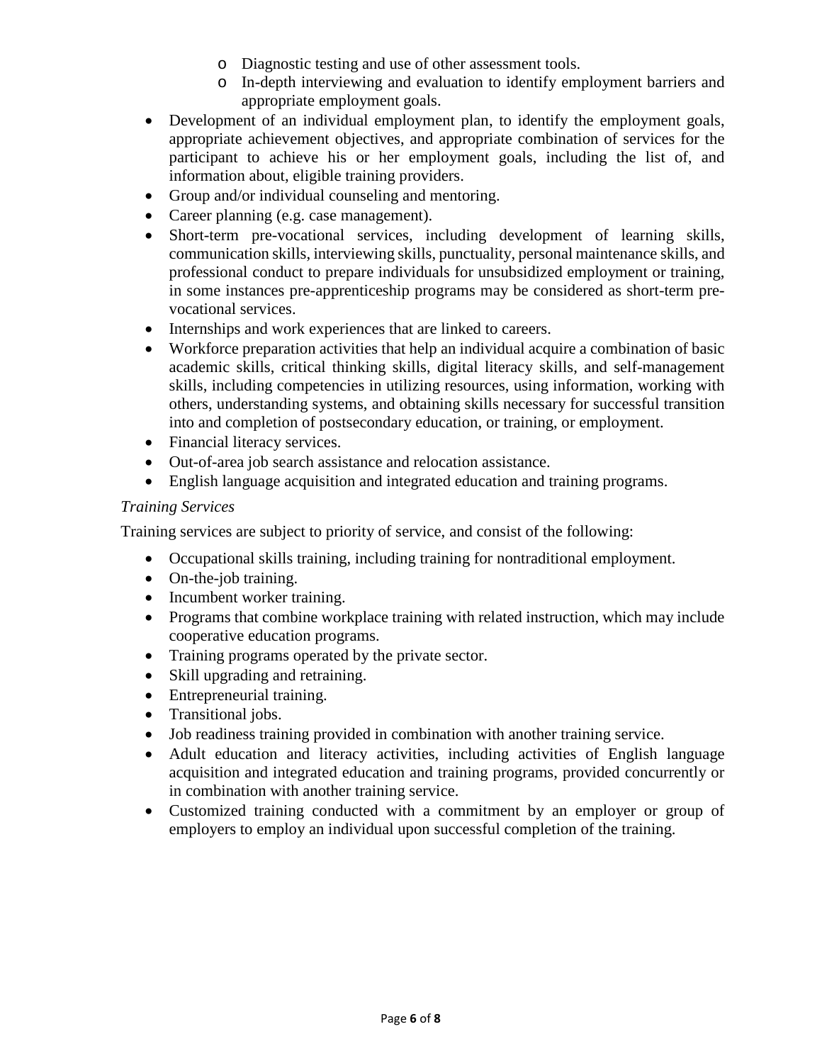- Diagnostic testing and use of other assessment tools.
  - In-depth interviewing and evaluation to identify employment barriers and appropriate employment goals.
- Development of an individual employment plan, to identify the employment goals, appropriate achievement objectives, and appropriate combination of services for the participant to achieve his or her employment goals, including the list of, and information about, eligible training providers.
- Group and/or individual counseling and mentoring.
- Career planning (e.g. case management).
- Short-term pre-vocational services, including development of learning skills, communication skills, interviewing skills, punctuality, personal maintenance skills, and professional conduct to prepare individuals for unsubsidized employment or training, in some instances pre-apprenticeship programs may be considered as short-term pre-vocational services.
- Internships and work experiences that are linked to careers.
- Workforce preparation activities that help an individual acquire a combination of basic academic skills, critical thinking skills, digital literacy skills, and self-management skills, including competencies in utilizing resources, using information, working with others, understanding systems, and obtaining skills necessary for successful transition into and completion of postsecondary education, or training, or employment.
- Financial literacy services.
- Out-of-area job search assistance and relocation assistance.
- English language acquisition and integrated education and training programs.

*Training Services*

Training services are subject to priority of service, and consist of the following:

- Occupational skills training, including training for nontraditional employment.
- On-the-job training.
- Incumbent worker training.
- Programs that combine workplace training with related instruction, which may include cooperative education programs.
- Training programs operated by the private sector.
- Skill upgrading and retraining.
- Entrepreneurial training.
- Transitional jobs.
- Job readiness training provided in combination with another training service.
- Adult education and literacy activities, including activities of English language acquisition and integrated education and training programs, provided concurrently or in combination with another training service.
- Customized training conducted with a commitment by an employer or group of employers to employ an individual upon successful completion of the training.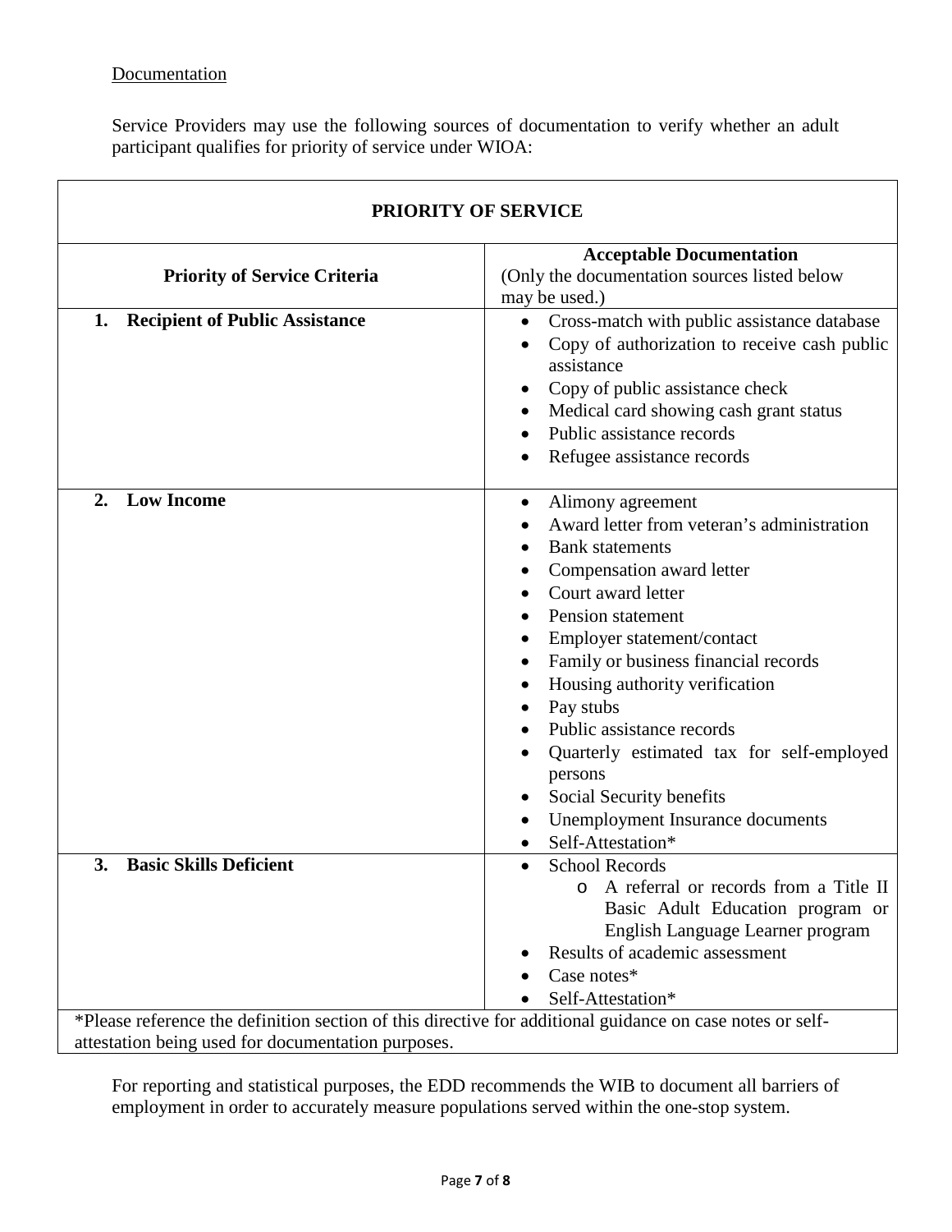Documentation

Service Providers may use the following sources of documentation to verify whether an adult participant qualifies for priority of service under WIOA:

| PRIORITY OF SERVICE | |
|---|---|
| **Priority of Service Criteria** | **Acceptable Documentation**<br>(Only the documentation sources listed below may be used.) |
| **1. Recipient of Public Assistance** | • Cross-match with public assistance database<br>• Copy of authorization to receive cash public assistance<br>• Copy of public assistance check<br>• Medical card showing cash grant status<br>• Public assistance records<br>• Refugee assistance records |
| **2. Low Income** | • Alimony agreement<br>• Award letter from veteran's administration<br>• Bank statements<br>• Compensation award letter<br>• Court award letter<br>• Pension statement<br>• Employer statement/contact<br>• Family or business financial records<br>• Housing authority verification<br>• Pay stubs<br>• Public assistance records<br>• Quarterly estimated tax for self-employed persons<br>• Social Security benefits<br>• Unemployment Insurance documents<br>• Self-Attestation* |
| **3. Basic Skills Deficient** | • School Records<br>  o A referral or records from a Title II Basic Adult Education program or English Language Learner program<br>• Results of academic assessment<br>• Case notes*<br>• Self-Attestation* |

*Please reference the definition section of this directive for additional guidance on case notes or self-attestation being used for documentation purposes.

For reporting and statistical purposes, the EDD recommends the WIB to document all barriers of employment in order to accurately measure populations served within the one-stop system.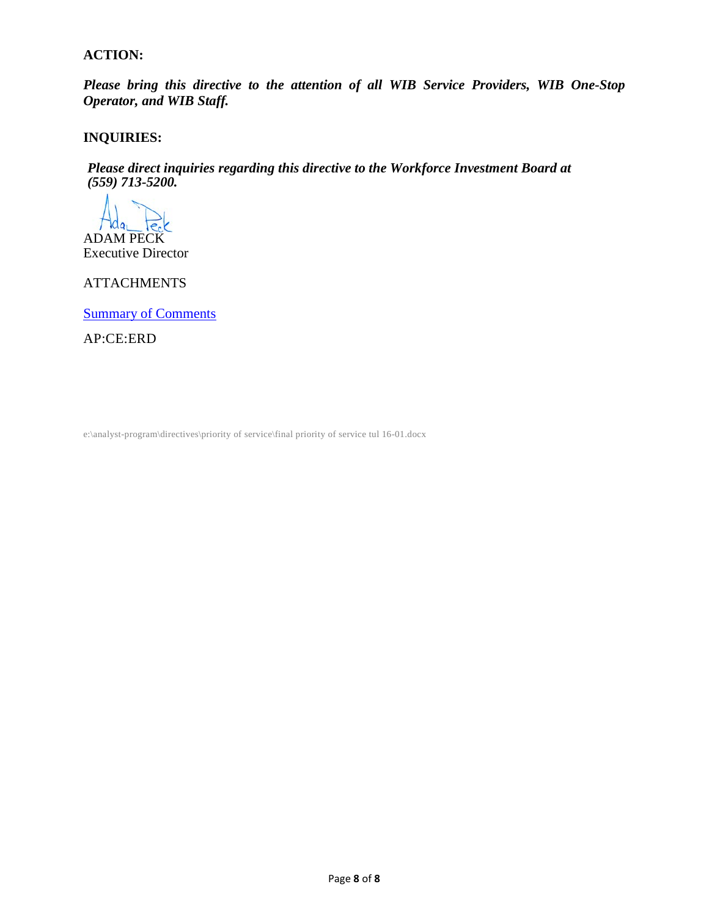**ACTION:**

***Please bring this directive to the attention of all WIB Service Providers, WIB One-Stop Operator, and WIB Staff.***

**INQUIRIES:**

***Please direct inquiries regarding this directive to the Workforce Investment Board at (559) 713-5200.***

ADAM PECK
Executive Director

ATTACHMENTS

Summary of Comments

AP:CE:ERD

e:\analyst-program\directives\priority of service\final priority of service tul 16-01.docx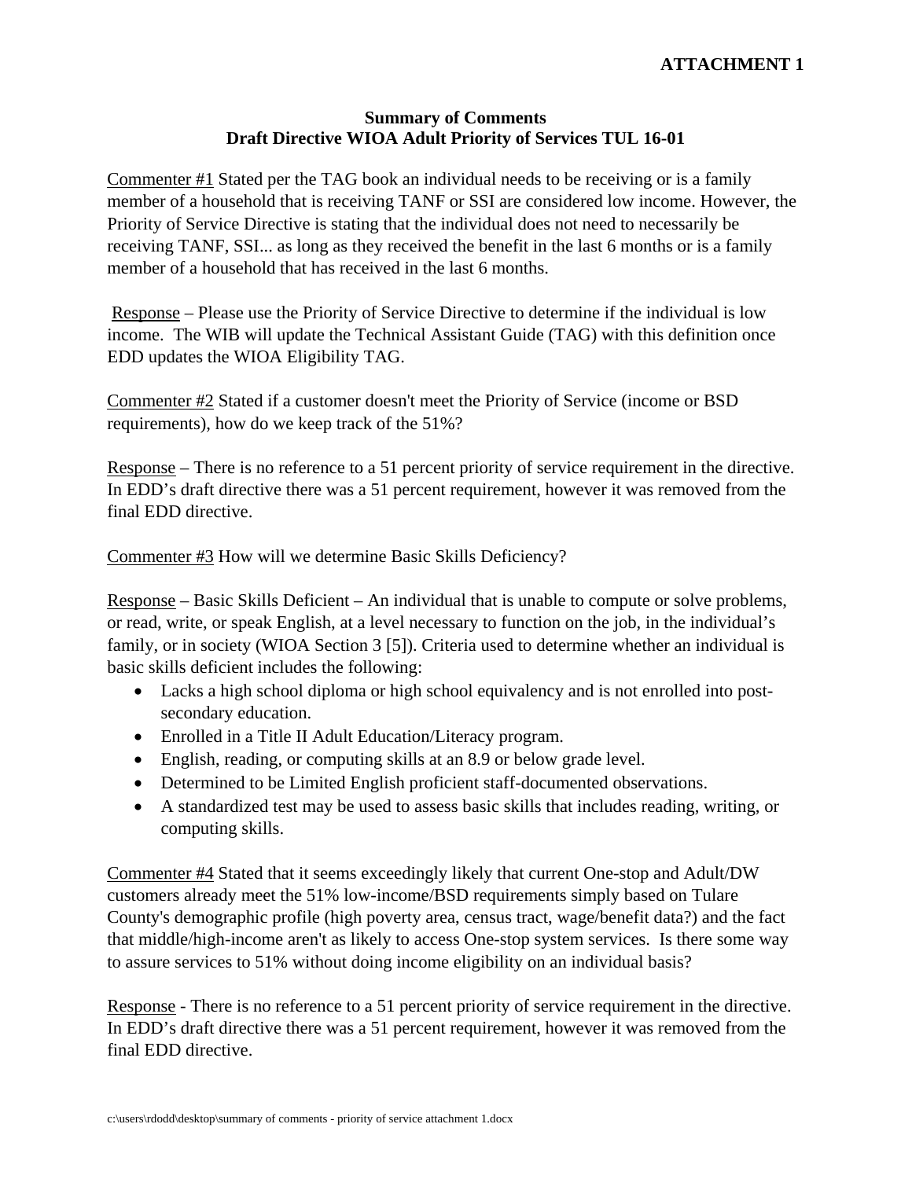**ATTACHMENT 1**

**Summary of Comments**
**Draft Directive WIOA Adult Priority of Services TUL 16-01**

Commenter #1 Stated per the TAG book an individual needs to be receiving or is a family member of a household that is receiving TANF or SSI are considered low income. However, the Priority of Service Directive is stating that the individual does not need to necessarily be receiving TANF, SSI... as long as they received the benefit in the last 6 months or is a family member of a household that has received in the last 6 months.

Response – Please use the Priority of Service Directive to determine if the individual is low income. The WIB will update the Technical Assistant Guide (TAG) with this definition once EDD updates the WIOA Eligibility TAG.

Commenter #2 Stated if a customer doesn't meet the Priority of Service (income or BSD requirements), how do we keep track of the 51%?

Response – There is no reference to a 51 percent priority of service requirement in the directive. In EDD's draft directive there was a 51 percent requirement, however it was removed from the final EDD directive.

Commenter #3 How will we determine Basic Skills Deficiency?

Response – Basic Skills Deficient – An individual that is unable to compute or solve problems, or read, write, or speak English, at a level necessary to function on the job, in the individual's family, or in society (WIOA Section 3 [5]). Criteria used to determine whether an individual is basic skills deficient includes the following:

- Lacks a high school diploma or high school equivalency and is not enrolled into post-secondary education.
- Enrolled in a Title II Adult Education/Literacy program.
- English, reading, or computing skills at an 8.9 or below grade level.
- Determined to be Limited English proficient staff-documented observations.
- A standardized test may be used to assess basic skills that includes reading, writing, or computing skills.

Commenter #4 Stated that it seems exceedingly likely that current One-stop and Adult/DW customers already meet the 51% low-income/BSD requirements simply based on Tulare County's demographic profile (high poverty area, census tract, wage/benefit data?) and the fact that middle/high-income aren't as likely to access One-stop system services. Is there some way to assure services to 51% without doing income eligibility on an individual basis?

Response - There is no reference to a 51 percent priority of service requirement in the directive. In EDD's draft directive there was a 51 percent requirement, however it was removed from the final EDD directive.

c:\users\rdodd\desktop\summary of comments - priority of service attachment 1.docx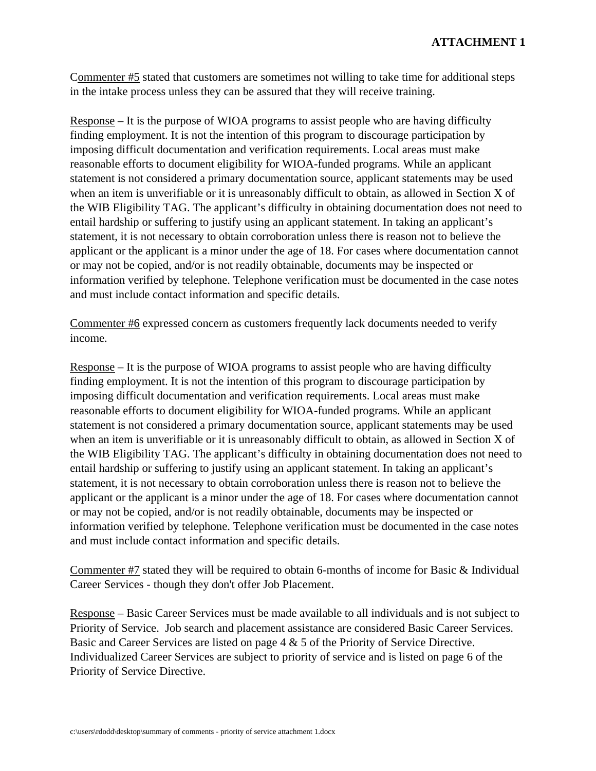**ATTACHMENT 1**

Commenter #5 stated that customers are sometimes not willing to take time for additional steps in the intake process unless they can be assured that they will receive training.

Response – It is the purpose of WIOA programs to assist people who are having difficulty finding employment. It is not the intention of this program to discourage participation by imposing difficult documentation and verification requirements. Local areas must make reasonable efforts to document eligibility for WIOA-funded programs. While an applicant statement is not considered a primary documentation source, applicant statements may be used when an item is unverifiable or it is unreasonably difficult to obtain, as allowed in Section X of the WIB Eligibility TAG. The applicant's difficulty in obtaining documentation does not need to entail hardship or suffering to justify using an applicant statement. In taking an applicant's statement, it is not necessary to obtain corroboration unless there is reason not to believe the applicant or the applicant is a minor under the age of 18. For cases where documentation cannot or may not be copied, and/or is not readily obtainable, documents may be inspected or information verified by telephone. Telephone verification must be documented in the case notes and must include contact information and specific details.

Commenter #6 expressed concern as customers frequently lack documents needed to verify income.

Response – It is the purpose of WIOA programs to assist people who are having difficulty finding employment. It is not the intention of this program to discourage participation by imposing difficult documentation and verification requirements. Local areas must make reasonable efforts to document eligibility for WIOA-funded programs. While an applicant statement is not considered a primary documentation source, applicant statements may be used when an item is unverifiable or it is unreasonably difficult to obtain, as allowed in Section X of the WIB Eligibility TAG. The applicant's difficulty in obtaining documentation does not need to entail hardship or suffering to justify using an applicant statement. In taking an applicant's statement, it is not necessary to obtain corroboration unless there is reason not to believe the applicant or the applicant is a minor under the age of 18. For cases where documentation cannot or may not be copied, and/or is not readily obtainable, documents may be inspected or information verified by telephone. Telephone verification must be documented in the case notes and must include contact information and specific details.

Commenter #7 stated they will be required to obtain 6-months of income for Basic & Individual Career Services - though they don't offer Job Placement.

Response – Basic Career Services must be made available to all individuals and is not subject to Priority of Service. Job search and placement assistance are considered Basic Career Services. Basic and Career Services are listed on page 4 & 5 of the Priority of Service Directive. Individualized Career Services are subject to priority of service and is listed on page 6 of the Priority of Service Directive.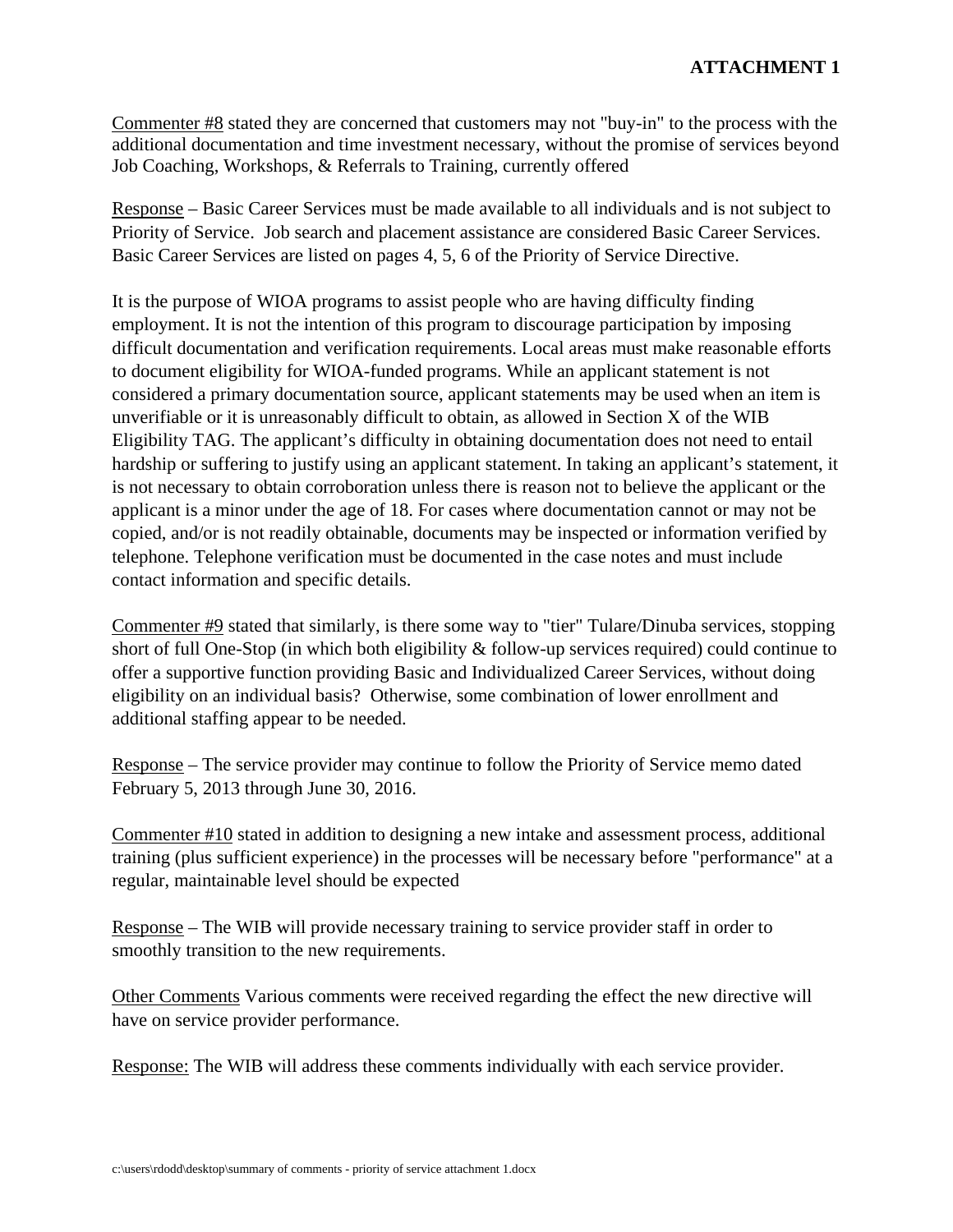**ATTACHMENT 1**

Commenter #8 stated they are concerned that customers may not "buy-in" to the process with the additional documentation and time investment necessary, without the promise of services beyond Job Coaching, Workshops, & Referrals to Training, currently offered

Response – Basic Career Services must be made available to all individuals and is not subject to Priority of Service. Job search and placement assistance are considered Basic Career Services. Basic Career Services are listed on pages 4, 5, 6 of the Priority of Service Directive.

It is the purpose of WIOA programs to assist people who are having difficulty finding employment. It is not the intention of this program to discourage participation by imposing difficult documentation and verification requirements. Local areas must make reasonable efforts to document eligibility for WIOA-funded programs. While an applicant statement is not considered a primary documentation source, applicant statements may be used when an item is unverifiable or it is unreasonably difficult to obtain, as allowed in Section X of the WIB Eligibility TAG. The applicant's difficulty in obtaining documentation does not need to entail hardship or suffering to justify using an applicant statement. In taking an applicant's statement, it is not necessary to obtain corroboration unless there is reason not to believe the applicant or the applicant is a minor under the age of 18. For cases where documentation cannot or may not be copied, and/or is not readily obtainable, documents may be inspected or information verified by telephone. Telephone verification must be documented in the case notes and must include contact information and specific details.

Commenter #9 stated that similarly, is there some way to "tier" Tulare/Dinuba services, stopping short of full One-Stop (in which both eligibility & follow-up services required) could continue to offer a supportive function providing Basic and Individualized Career Services, without doing eligibility on an individual basis? Otherwise, some combination of lower enrollment and additional staffing appear to be needed.

Response – The service provider may continue to follow the Priority of Service memo dated February 5, 2013 through June 30, 2016.

Commenter #10 stated in addition to designing a new intake and assessment process, additional training (plus sufficient experience) in the processes will be necessary before "performance" at a regular, maintainable level should be expected

Response – The WIB will provide necessary training to service provider staff in order to smoothly transition to the new requirements.

Other Comments Various comments were received regarding the effect the new directive will have on service provider performance.

Response: The WIB will address these comments individually with each service provider.

c:\users\rdodd\desktop\summary of comments - priority of service attachment 1.docx